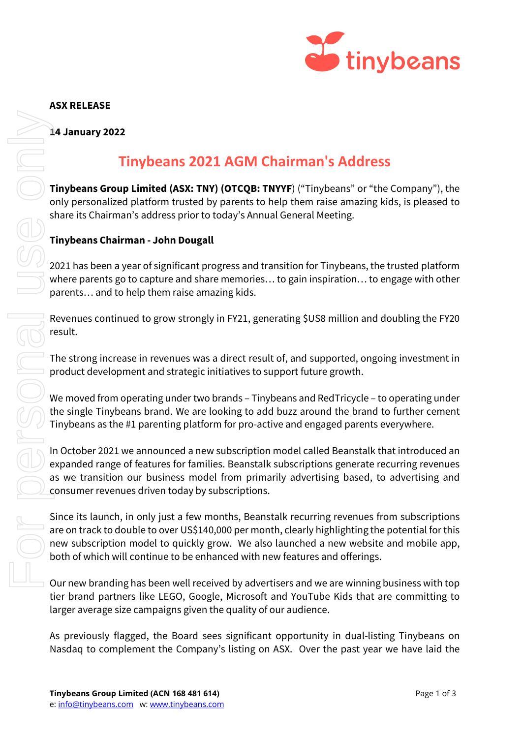**ASX RELEASE**

**14 January 2022**

# Tinybeans 2021 AGM Chairman's Address

**Tinybeans Group Limited (ASX: TNY) (OTCQB: TNYYF**) ("Tinybeans" or "the Company"), the only personalized platform trusted by parents to help them raise amazing kids, is pleased to share its Chairman's address prior to today's Annual General Meeting.

**Tinybeans Chairman - John Dougall**

2021 has been a year of significant progress and transition for Tinybeans, the trusted platform where parents go to capture and share memories… to gain inspiration… to engage with other parents… and to help them raise amazing kids.

Revenues continued to grow strongly in FY21, generating $US8 million and doubling the FY20 result.

The strong increase in revenues was a direct result of, and supported, ongoing investment in product development and strategic initiatives to support future growth.

We moved from operating under two brands – Tinybeans and RedTricycle – to operating under the single Tinybeans brand. We are looking to add buzz around the brand to further cement Tinybeans as the #1 parenting platform for pro-active and engaged parents everywhere.

In October 2021 we announced a new subscription model called Beanstalk that introduced an expanded range of features for families. Beanstalk subscriptions generate recurring revenues as we transition our business model from primarily advertising based, to advertising and consumer revenues driven today by subscriptions.

Since its launch, in only just a few months, Beanstalk recurring revenues from subscriptions are on track to double to over US$140,000 per month, clearly highlighting the potential for this new subscription model to quickly grow. We also launched a new website and mobile app, both of which will continue to be enhanced with new features and offerings.

Our new branding has been well received by advertisers and we are winning business with top tier brand partners like LEGO, Google, Microsoft and YouTube Kids that are committing to larger average size campaigns given the quality of our audience.

As previously flagged, the Board sees significant opportunity in dual-listing Tinybeans on Nasdaq to complement the Company's listing on ASX. Over the past year we have laid the

**Tinybeans Group Limited (ACN 168 481 614)**
e: info@tinybeans.com w: www.tinybeans.com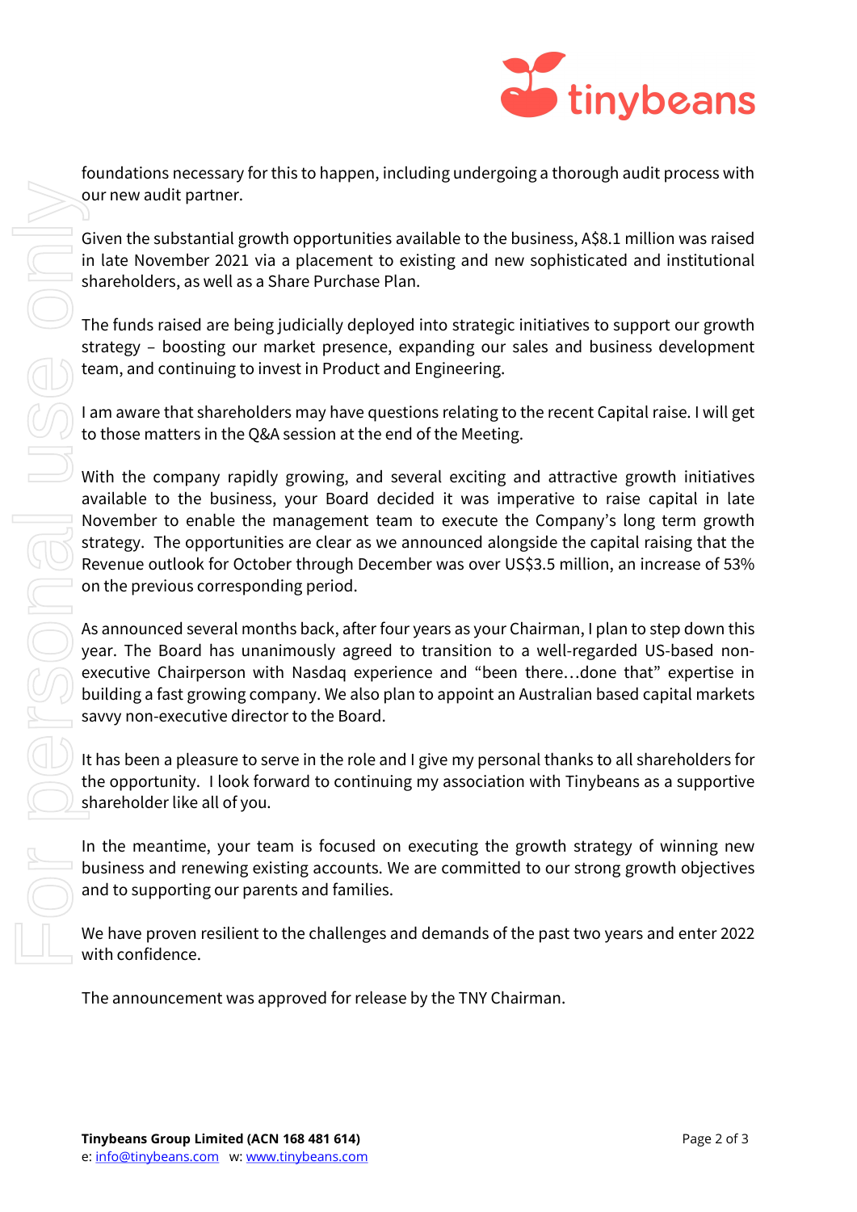foundations necessary for this to happen, including undergoing a thorough audit process with our new audit partner.

Given the substantial growth opportunities available to the business, A$8.1 million was raised in late November 2021 via a placement to existing and new sophisticated and institutional shareholders, as well as a Share Purchase Plan.

The funds raised are being judicially deployed into strategic initiatives to support our growth strategy – boosting our market presence, expanding our sales and business development team, and continuing to invest in Product and Engineering.

I am aware that shareholders may have questions relating to the recent Capital raise. I will get to those matters in the Q&A session at the end of the Meeting.

With the company rapidly growing, and several exciting and attractive growth initiatives available to the business, your Board decided it was imperative to raise capital in late November to enable the management team to execute the Company's long term growth strategy. The opportunities are clear as we announced alongside the capital raising that the Revenue outlook for October through December was over US$3.5 million, an increase of 53% on the previous corresponding period.

As announced several months back, after four years as your Chairman, I plan to step down this year. The Board has unanimously agreed to transition to a well-regarded US-based non-executive Chairperson with Nasdaq experience and "been there…done that" expertise in building a fast growing company. We also plan to appoint an Australian based capital markets savvy non-executive director to the Board.

It has been a pleasure to serve in the role and I give my personal thanks to all shareholders for the opportunity. I look forward to continuing my association with Tinybeans as a supportive shareholder like all of you.

In the meantime, your team is focused on executing the growth strategy of winning new business and renewing existing accounts. We are committed to our strong growth objectives and to supporting our parents and families.

We have proven resilient to the challenges and demands of the past two years and enter 2022 with confidence.

The announcement was approved for release by the TNY Chairman.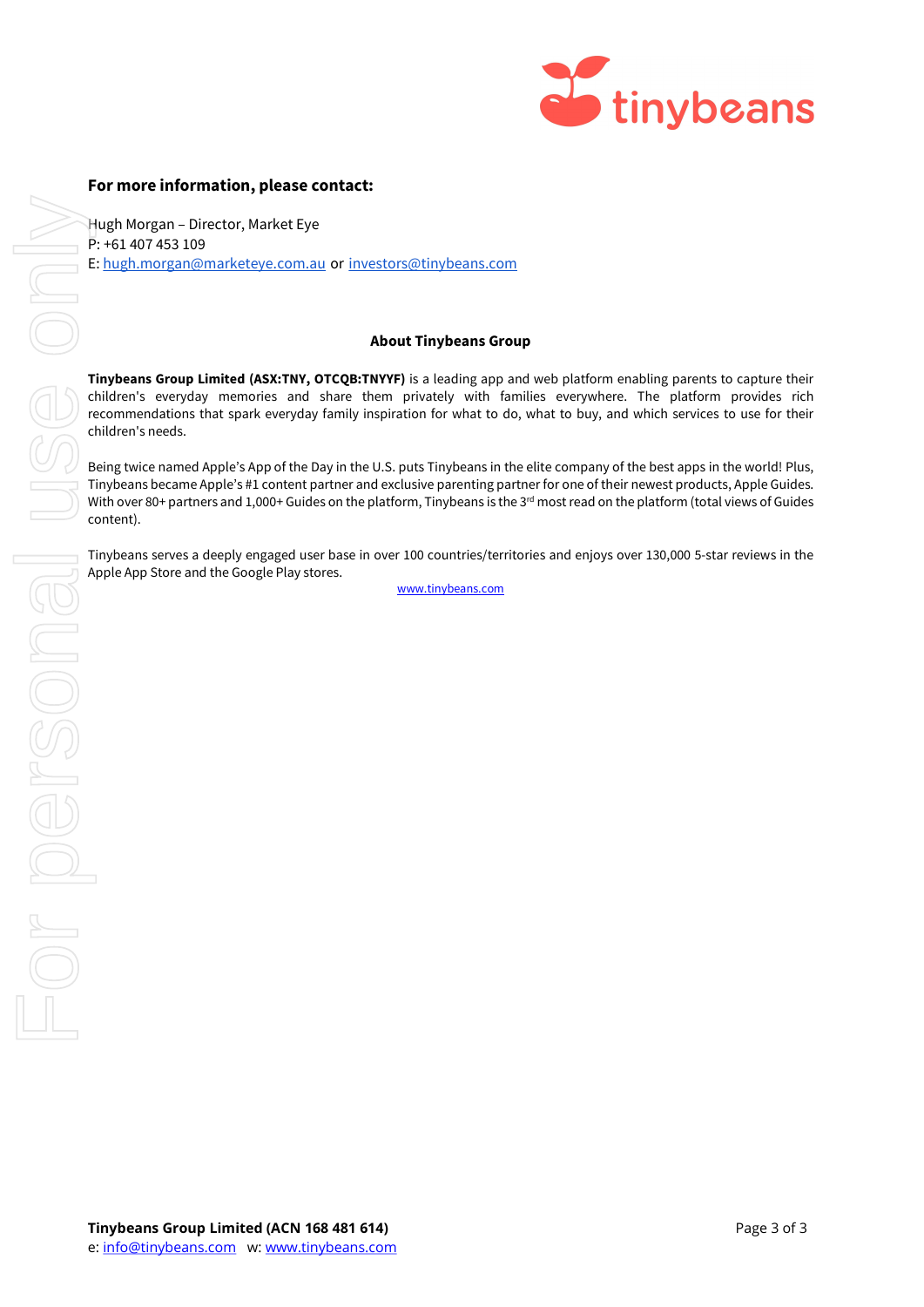**For more information, please contact:**

Hugh Morgan – Director, Market Eye
P: +61 407 453 109
E: hugh.morgan@marketeye.com.au or investors@tinybeans.com

**About Tinybeans Group**

**Tinybeans Group Limited (ASX:TNY, OTCQB:TNYYF)** is a leading app and web platform enabling parents to capture their children's everyday memories and share them privately with families everywhere. The platform provides rich recommendations that spark everyday family inspiration for what to do, what to buy, and which services to use for their children's needs.

Being twice named Apple's App of the Day in the U.S. puts Tinybeans in the elite company of the best apps in the world! Plus, Tinybeans became Apple's #1 content partner and exclusive parenting partner for one of their newest products, Apple Guides. With over 80+ partners and 1,000+ Guides on the platform, Tinybeans is the 3rd most read on the platform (total views of Guides content).

Tinybeans serves a deeply engaged user base in over 100 countries/territories and enjoys over 130,000 5-star reviews in the Apple App Store and the Google Play stores.

www.tinybeans.com

**Tinybeans Group Limited (ACN 168 481 614)**
e: info@tinybeans.com w: www.tinybeans.com